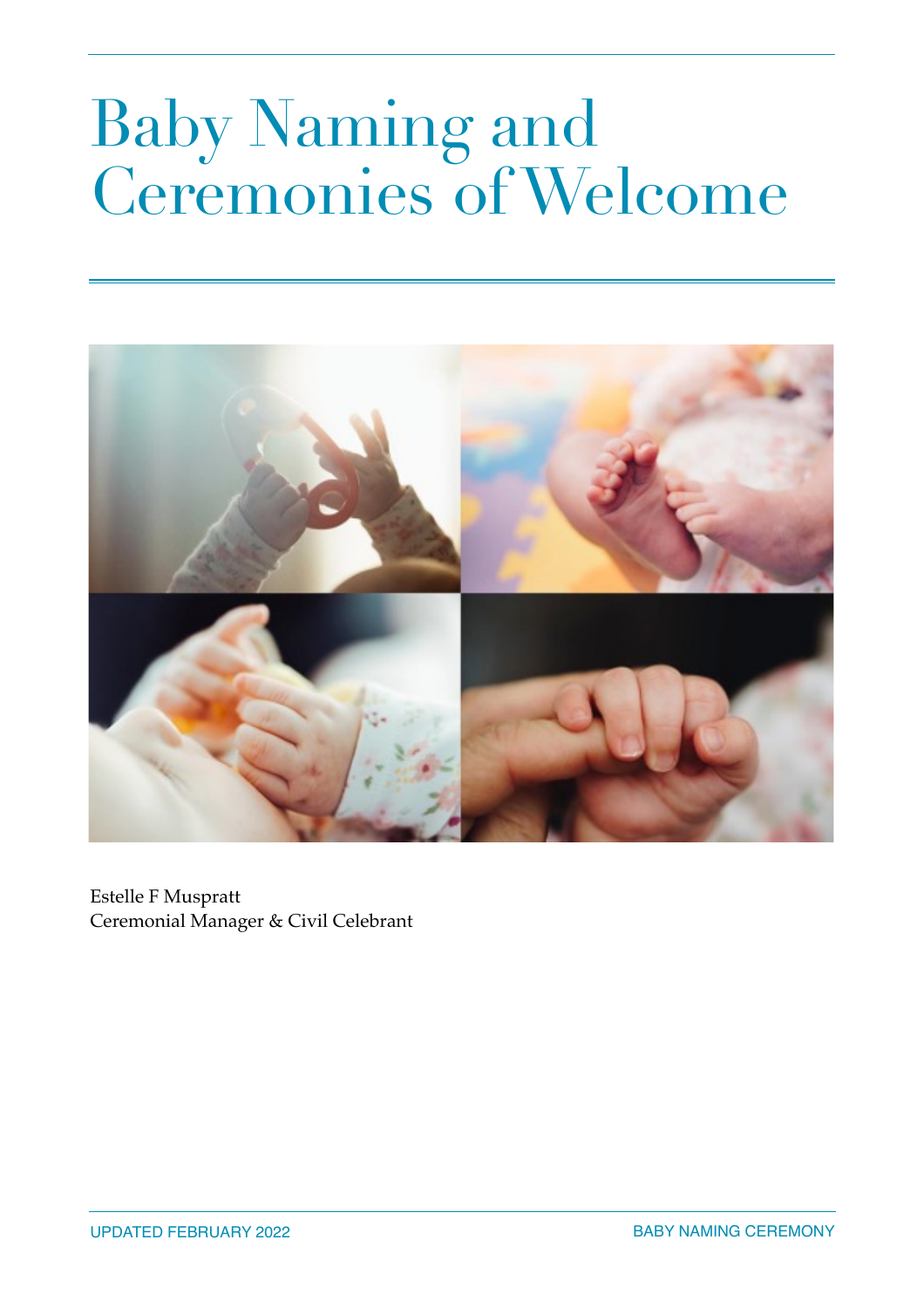# Baby Naming and Ceremonies of Welcome

Estelle F Muspratt
Ceremonial Manager & Civil Celebrant

UPDATED FEBRUARY 2022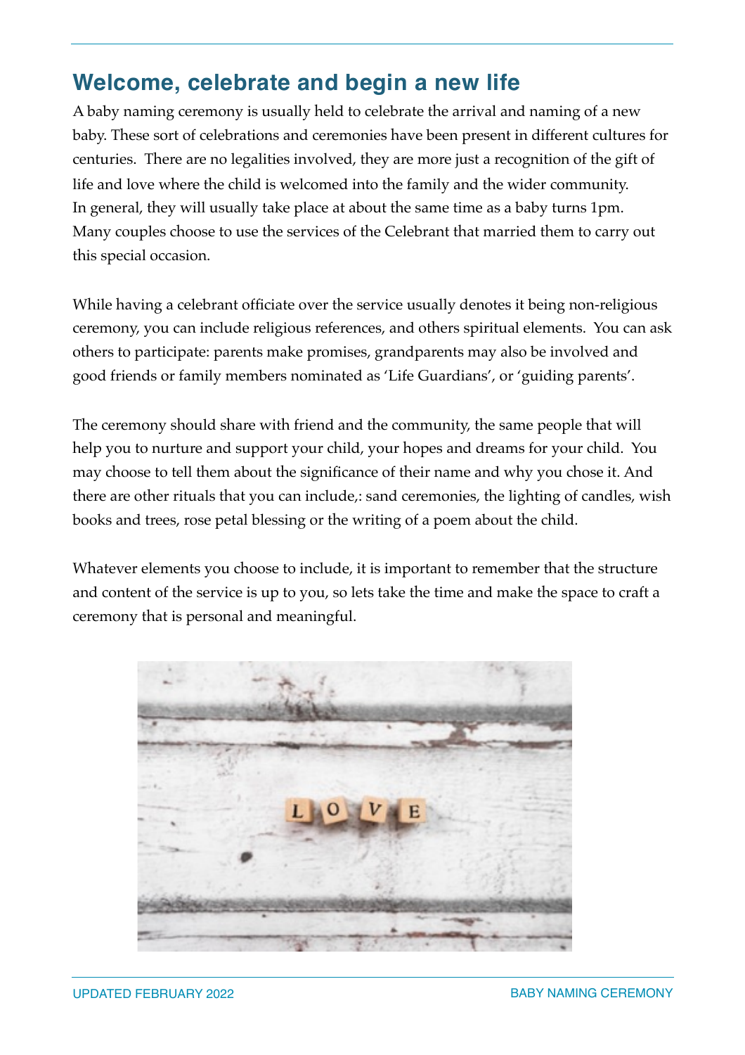## Welcome, celebrate and begin a new life

A baby naming ceremony is usually held to celebrate the arrival and naming of a new baby. These sort of celebrations and ceremonies have been present in different cultures for centuries. There are no legalities involved, they are more just a recognition of the gift of life and love where the child is welcomed into the family and the wider community. In general, they will usually take place at about the same time as a baby turns 1pm. Many couples choose to use the services of the Celebrant that married them to carry out this special occasion.

While having a celebrant officiate over the service usually denotes it being non-religious ceremony, you can include religious references, and others spiritual elements. You can ask others to participate: parents make promises, grandparents may also be involved and good friends or family members nominated as 'Life Guardians', or 'guiding parents'.

The ceremony should share with friend and the community, the same people that will help you to nurture and support your child, your hopes and dreams for your child. You may choose to tell them about the significance of their name and why you chose it. And there are other rituals that you can include,: sand ceremonies, the lighting of candles, wish books and trees, rose petal blessing or the writing of a poem about the child.

Whatever elements you choose to include, it is important to remember that the structure and content of the service is up to you, so lets take the time and make the space to craft a ceremony that is personal and meaningful.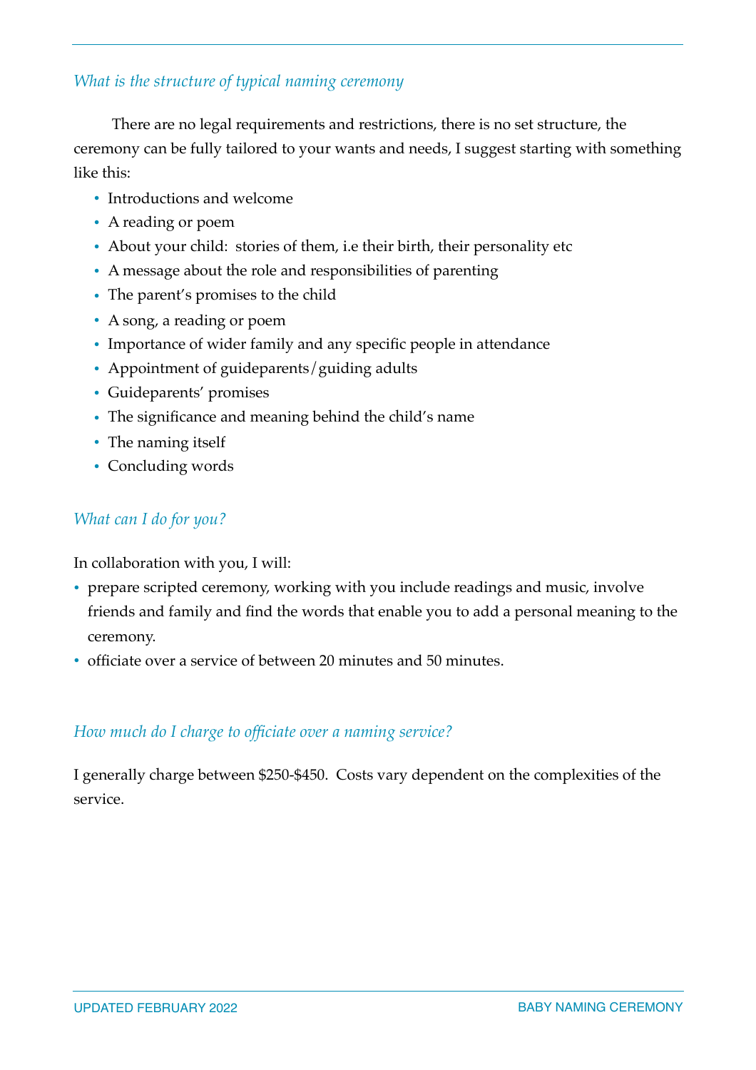### *What is the structure of typical naming ceremony*

There are no legal requirements and restrictions, there is no set structure, the ceremony can be fully tailored to your wants and needs, I suggest starting with something like this:

- Introductions and welcome
- A reading or poem
- About your child: stories of them, i.e their birth, their personality etc
- A message about the role and responsibilities of parenting
- The parent's promises to the child
- A song, a reading or poem
- Importance of wider family and any specific people in attendance
- Appointment of guideparents/guiding adults
- Guideparents' promises
- The significance and meaning behind the child's name
- The naming itself
- Concluding words

### *What can I do for you?*

In collaboration with you, I will:

- prepare scripted ceremony, working with you include readings and music, involve friends and family and find the words that enable you to add a personal meaning to the ceremony.
- officiate over a service of between 20 minutes and 50 minutes.

### *How much do I charge to officiate over a naming service?*

I generally charge between $250-$450. Costs vary dependent on the complexities of the service.